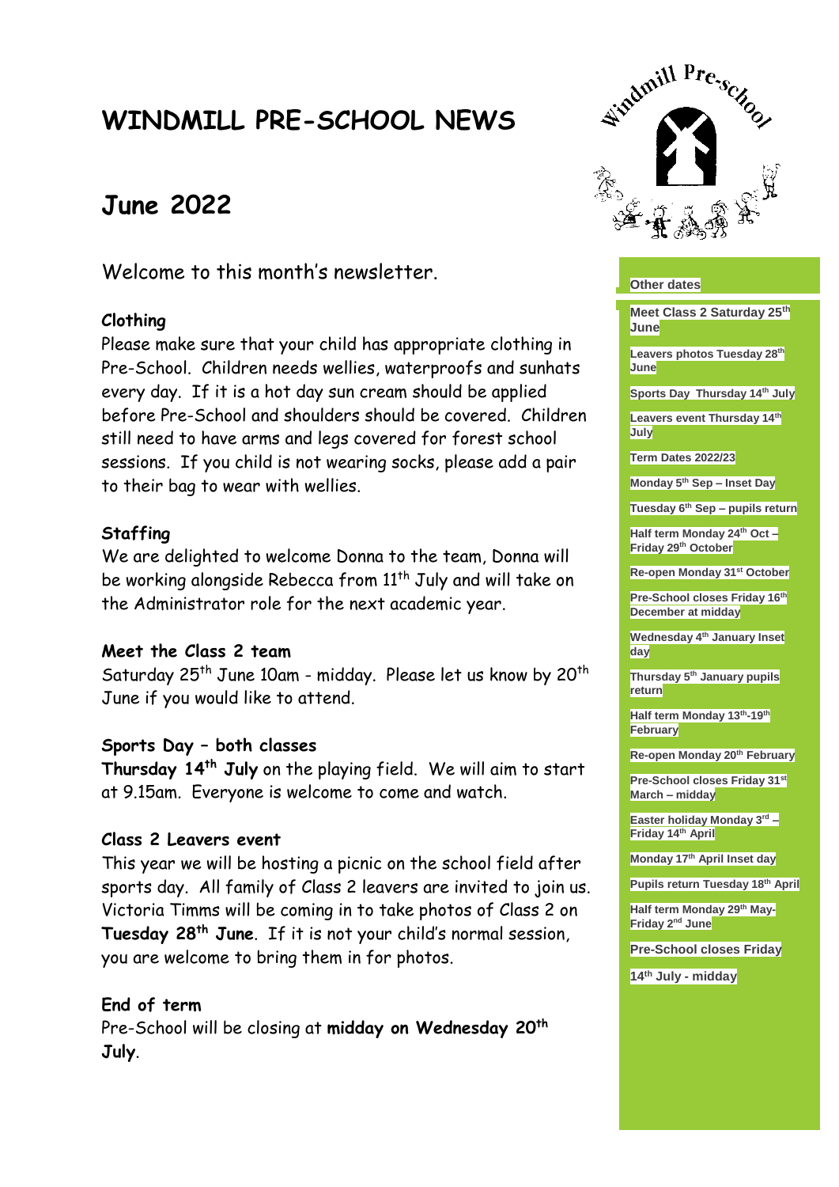# WINDMILL PRE-SCHOOL NEWS

## June 2022

Welcome to this month's newsletter.

### Clothing

Please make sure that your child has appropriate clothing in Pre-School. Children needs wellies, waterproofs and sunhats every day. If it is a hot day sun cream should be applied before Pre-School and shoulders should be covered. Children still need to have arms and legs covered for forest school sessions. If you child is not wearing socks, please add a pair to their bag to wear with wellies.

### Staffing

We are delighted to welcome Donna to the team, Donna will be working alongside Rebecca from 11th July and will take on the Administrator role for the next academic year.

### Meet the Class 2 team

Saturday 25th June 10am - midday. Please let us know by 20th June if you would like to attend.

### Sports Day – both classes

**Thursday 14th July** on the playing field. We will aim to start at 9.15am. Everyone is welcome to come and watch.

### Class 2 Leavers event

This year we will be hosting a picnic on the school field after sports day. All family of Class 2 leavers are invited to join us. Victoria Timms will be coming in to take photos of Class 2 on **Tuesday 28th June**. If it is not your child's normal session, you are welcome to bring them in for photos.

### End of term

Pre-School will be closing at **midday on Wednesday 20th July**.

**Other dates**

**Meet Class 2 Saturday 25th June**

**Leavers photos Tuesday 28th June**

**Sports Day Thursday 14th July**

**Leavers event Thursday 14th July**

**Term Dates 2022/23**

**Monday 5th Sep – Inset Day**

**Tuesday 6th Sep – pupils return**

**Half term Monday 24th Oct – Friday 29th October**

**Re-open Monday 31st October**

**Pre-School closes Friday 16th December at midday**

**Wednesday 4th January Inset day**

**Thursday 5th January pupils return**

**Half term Monday 13th-19th February**

**Re-open Monday 20th February**

**Pre-School closes Friday 31st March – midday**

**Easter holiday Monday 3rd – Friday 14th April**

**Monday 17th April Inset day**

**Pupils return Tuesday 18th April**

**Half term Monday 29th May-Friday 2nd June**

**Pre-School closes Friday 14th July - midday**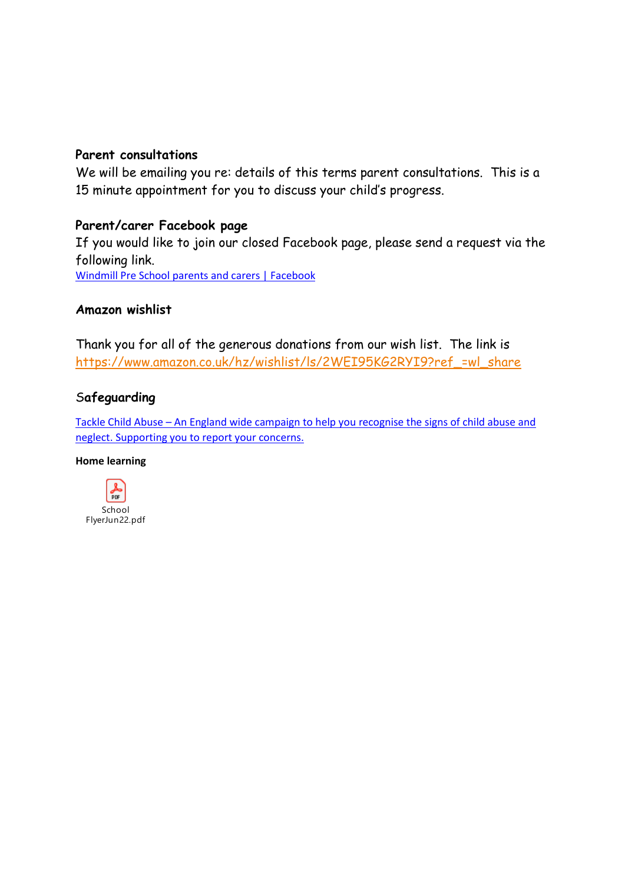**Parent consultations**

We will be emailing you re: details of this terms parent consultations. This is a 15 minute appointment for you to discuss your child's progress.

**Parent/carer Facebook page**

If you would like to join our closed Facebook page, please send a request via the following link.

Windmill Pre School parents and carers | Facebook

**Amazon wishlist**

Thank you for all of the generous donations from our wish list. The link is https://www.amazon.co.uk/hz/wishlist/ls/2WEI95KG2RYI9?ref_=wl_share

**Safeguarding**

Tackle Child Abuse – An England wide campaign to help you recognise the signs of child abuse and neglect. Supporting you to report your concerns.

**Home learning**

School FlyerJun22.pdf